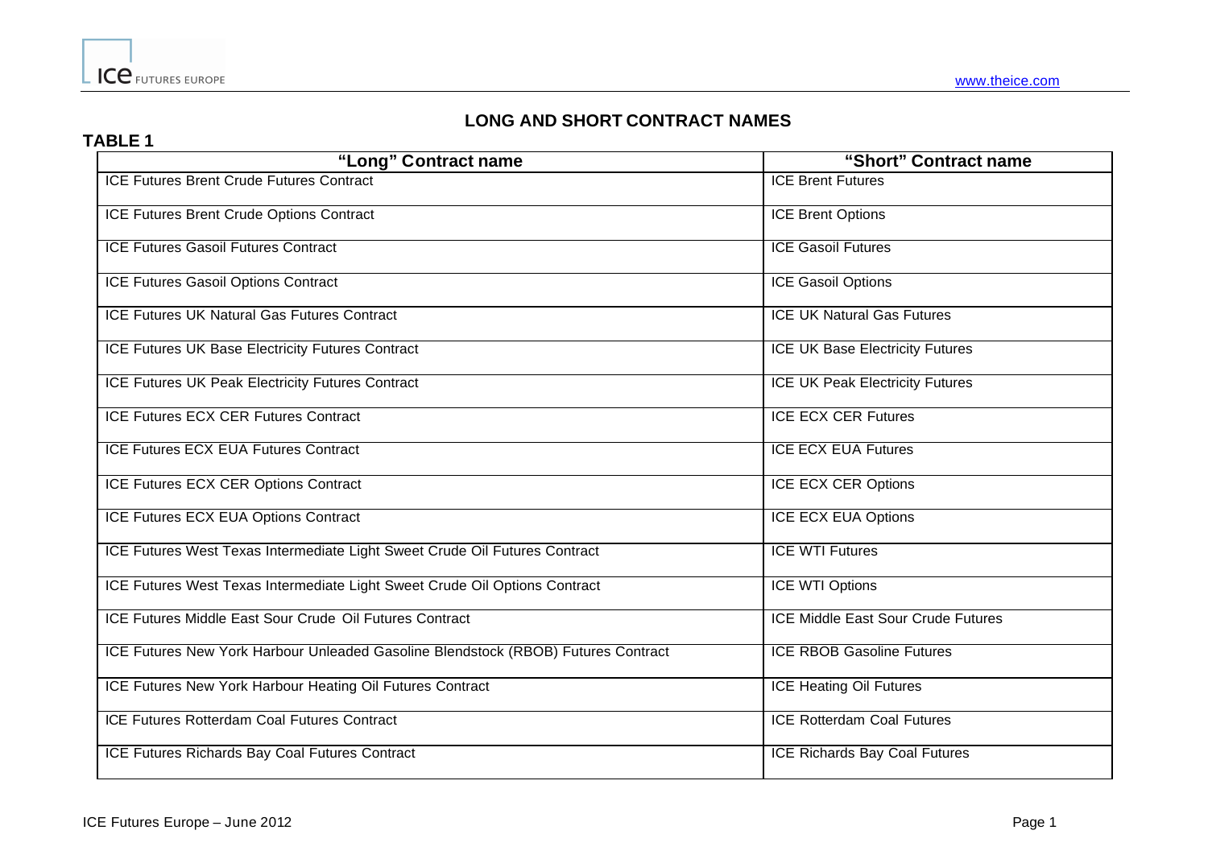# LONG AND SHORT CONTRACT NAMES

**TABLE 1**

| "Long" Contract name | "Short" Contract name |
|---|---|
| ICE Futures Brent Crude Futures Contract | ICE Brent Futures |
| ICE Futures Brent Crude Options Contract | ICE Brent Options |
| ICE Futures Gasoil Futures Contract | ICE Gasoil Futures |
| ICE Futures Gasoil Options Contract | ICE Gasoil Options |
| ICE Futures UK Natural Gas Futures Contract | ICE UK Natural Gas Futures |
| ICE Futures UK Base Electricity Futures Contract | ICE UK Base Electricity Futures |
| ICE Futures UK Peak Electricity Futures Contract | ICE UK Peak Electricity Futures |
| ICE Futures ECX CER Futures Contract | ICE ECX CER Futures |
| ICE Futures ECX EUA Futures Contract | ICE ECX EUA Futures |
| ICE Futures ECX CER Options Contract | ICE ECX CER Options |
| ICE Futures ECX EUA Options Contract | ICE ECX EUA Options |
| ICE Futures West Texas Intermediate Light Sweet Crude Oil Futures Contract | ICE WTI Futures |
| ICE Futures West Texas Intermediate Light Sweet Crude Oil Options Contract | ICE WTI Options |
| ICE Futures Middle East Sour Crude Oil Futures Contract | ICE Middle East Sour Crude Futures |
| ICE Futures New York Harbour Unleaded Gasoline Blendstock (RBOB) Futures Contract | ICE RBOB Gasoline Futures |
| ICE Futures New York Harbour Heating Oil Futures Contract | ICE Heating Oil Futures |
| ICE Futures Rotterdam Coal Futures Contract | ICE Rotterdam Coal Futures |
| ICE Futures Richards Bay Coal Futures Contract | ICE Richards Bay Coal Futures |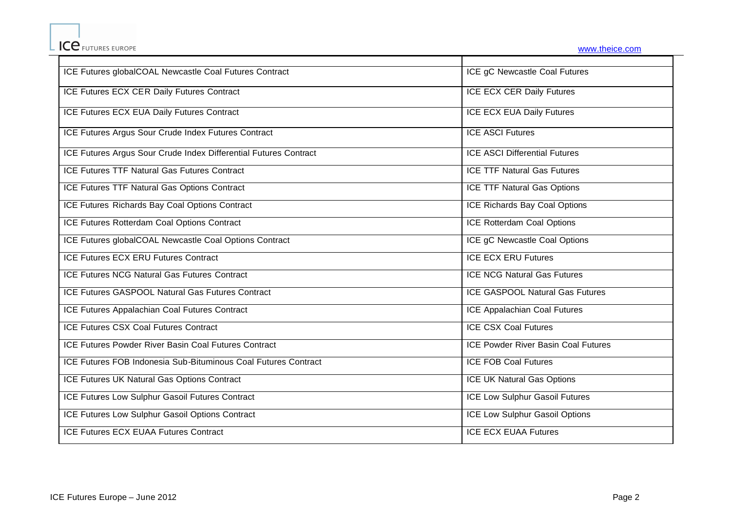| | |
|---|---|
| ICE Futures globalCOAL Newcastle Coal Futures Contract | ICE gC Newcastle Coal Futures |
| ICE Futures ECX CER Daily Futures Contract | ICE ECX CER Daily Futures |
| ICE Futures ECX EUA Daily Futures Contract | ICE ECX EUA Daily Futures |
| ICE Futures Argus Sour Crude Index Futures Contract | ICE ASCI Futures |
| ICE Futures Argus Sour Crude Index Differential Futures Contract | ICE ASCI Differential Futures |
| ICE Futures TTF Natural Gas Futures Contract | ICE TTF Natural Gas Futures |
| ICE Futures TTF Natural Gas Options Contract | ICE TTF Natural Gas Options |
| ICE Futures Richards Bay Coal Options Contract | ICE Richards Bay Coal Options |
| ICE Futures Rotterdam Coal Options Contract | ICE Rotterdam Coal Options |
| ICE Futures globalCOAL Newcastle Coal Options Contract | ICE gC Newcastle Coal Options |
| ICE Futures ECX ERU Futures Contract | ICE ECX ERU Futures |
| ICE Futures NCG Natural Gas Futures Contract | ICE NCG Natural Gas Futures |
| ICE Futures GASPOOL Natural Gas Futures Contract | ICE GASPOOL Natural Gas Futures |
| ICE Futures Appalachian Coal Futures Contract | ICE Appalachian Coal Futures |
| ICE Futures CSX Coal Futures Contract | ICE CSX Coal Futures |
| ICE Futures Powder River Basin Coal Futures Contract | ICE Powder River Basin Coal Futures |
| ICE Futures FOB Indonesia Sub-Bituminous Coal Futures Contract | ICE FOB Coal Futures |
| ICE Futures UK Natural Gas Options Contract | ICE UK Natural Gas Options |
| ICE Futures Low Sulphur Gasoil Futures Contract | ICE Low Sulphur Gasoil Futures |
| ICE Futures Low Sulphur Gasoil Options Contract | ICE Low Sulphur Gasoil Options |
| ICE Futures ECX EUAA Futures Contract | ICE ECX EUAA Futures |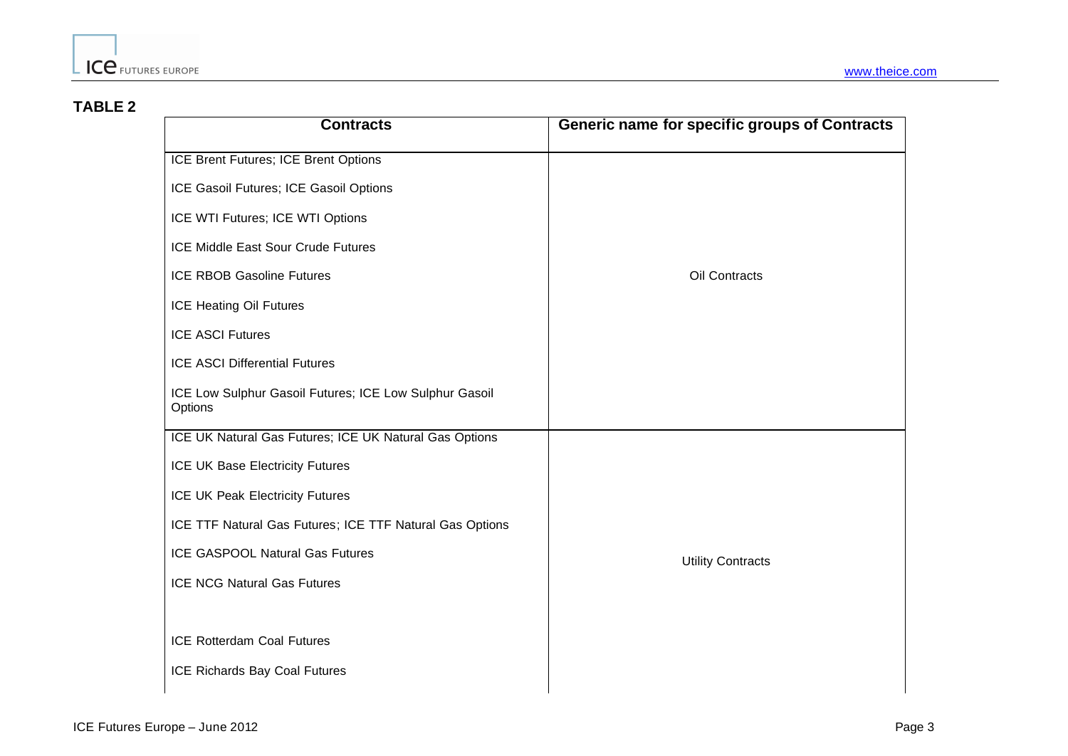**TABLE 2**

| Contracts | Generic name for specific groups of Contracts |
|---|---|
| ICE Brent Futures; ICE Brent Options<br>ICE Gasoil Futures; ICE Gasoil Options<br>ICE WTI Futures; ICE WTI Options<br>ICE Middle East Sour Crude Futures<br>ICE RBOB Gasoline Futures<br>ICE Heating Oil Futures<br>ICE ASCI Futures<br>ICE ASCI Differential Futures<br>ICE Low Sulphur Gasoil Futures; ICE Low Sulphur Gasoil Options | Oil Contracts |
| ICE UK Natural Gas Futures; ICE UK Natural Gas Options<br>ICE UK Base Electricity Futures<br>ICE UK Peak Electricity Futures<br>ICE TTF Natural Gas Futures; ICE TTF Natural Gas Options<br>ICE GASPOOL Natural Gas Futures<br>ICE NCG Natural Gas Futures<br>ICE Rotterdam Coal Futures<br>ICE Richards Bay Coal Futures | Utility Contracts |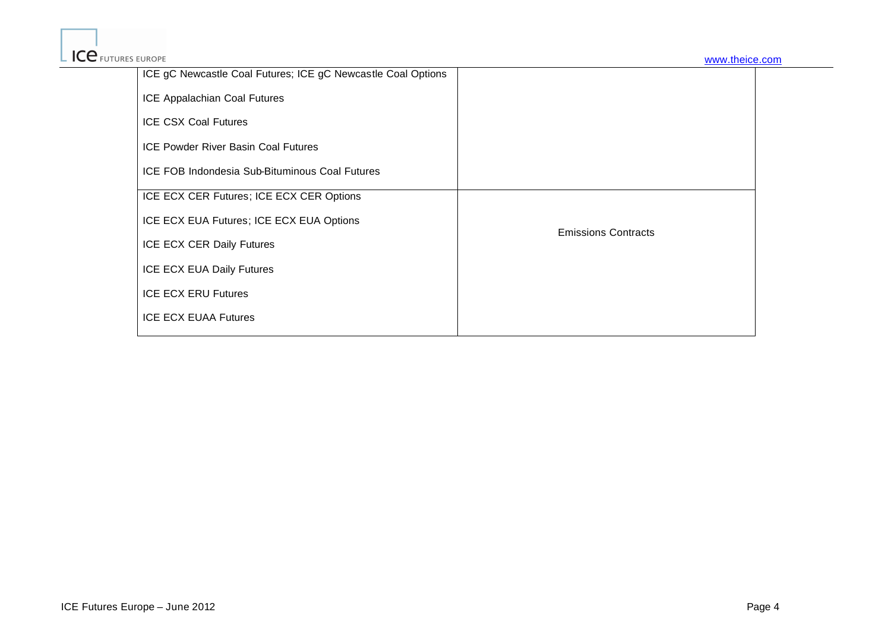| | |
|---|---|
| ICE gC Newcastle Coal Futures; ICE gC Newcastle Coal Options<br><br>ICE Appalachian Coal Futures<br><br>ICE CSX Coal Futures<br><br>ICE Powder River Basin Coal Futures<br><br>ICE FOB Indondesia Sub-Bituminous Coal Futures | |
| ICE ECX CER Futures; ICE ECX CER Options<br><br>ICE ECX EUA Futures; ICE ECX EUA Options<br><br>ICE ECX CER Daily Futures<br><br>ICE ECX EUA Daily Futures<br><br>ICE ECX ERU Futures<br><br>ICE ECX EUAA Futures | Emissions Contracts |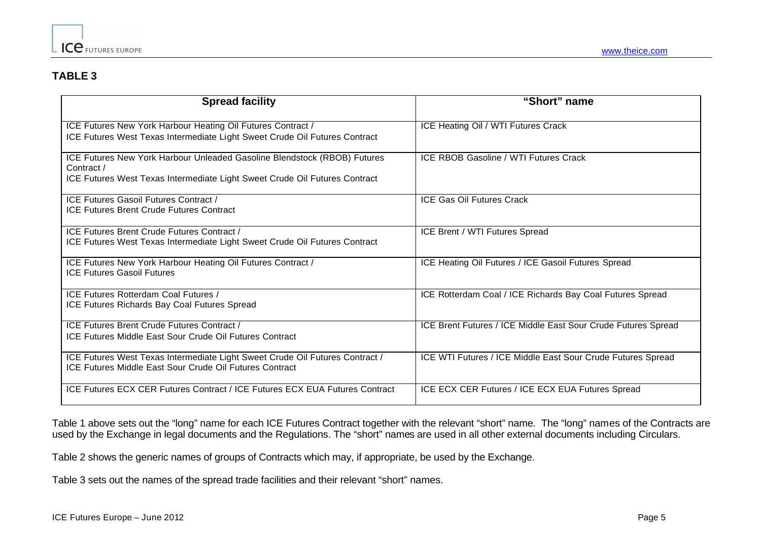**TABLE 3**

| Spread facility | "Short" name |
| --- | --- |
| ICE Futures New York Harbour Heating Oil Futures Contract / ICE Futures West Texas Intermediate Light Sweet Crude Oil Futures Contract | ICE Heating Oil / WTI Futures Crack |
| ICE Futures New York Harbour Unleaded Gasoline Blendstock (RBOB) Futures Contract / ICE Futures West Texas Intermediate Light Sweet Crude Oil Futures Contract | ICE RBOB Gasoline / WTI Futures Crack |
| ICE Futures Gasoil Futures Contract / ICE Futures Brent Crude Futures Contract | ICE Gas Oil Futures Crack |
| ICE Futures Brent Crude Futures Contract / ICE Futures West Texas Intermediate Light Sweet Crude Oil Futures Contract | ICE Brent / WTI Futures Spread |
| ICE Futures New York Harbour Heating Oil Futures Contract / ICE Futures Gasoil Futures | ICE Heating Oil Futures / ICE Gasoil Futures Spread |
| ICE Futures Rotterdam Coal Futures / ICE Futures Richards Bay Coal Futures Spread | ICE Rotterdam Coal / ICE Richards Bay Coal Futures Spread |
| ICE Futures Brent Crude Futures Contract / ICE Futures Middle East Sour Crude Oil Futures Contract | ICE Brent Futures / ICE Middle East Sour Crude Futures Spread |
| ICE Futures West Texas Intermediate Light Sweet Crude Oil Futures Contract / ICE Futures Middle East Sour Crude Oil Futures Contract | ICE WTI Futures / ICE Middle East Sour Crude Futures Spread |
| ICE Futures ECX CER Futures Contract / ICE Futures ECX EUA Futures Contract | ICE ECX CER Futures / ICE ECX EUA Futures Spread |

Table 1 above sets out the "long" name for each ICE Futures Contract together with the relevant "short" name. The "long" names of the Contracts are used by the Exchange in legal documents and the Regulations. The "short" names are used in all other external documents including Circulars.

Table 2 shows the generic names of groups of Contracts which may, if appropriate, be used by the Exchange.

Table 3 sets out the names of the spread trade facilities and their relevant "short" names.